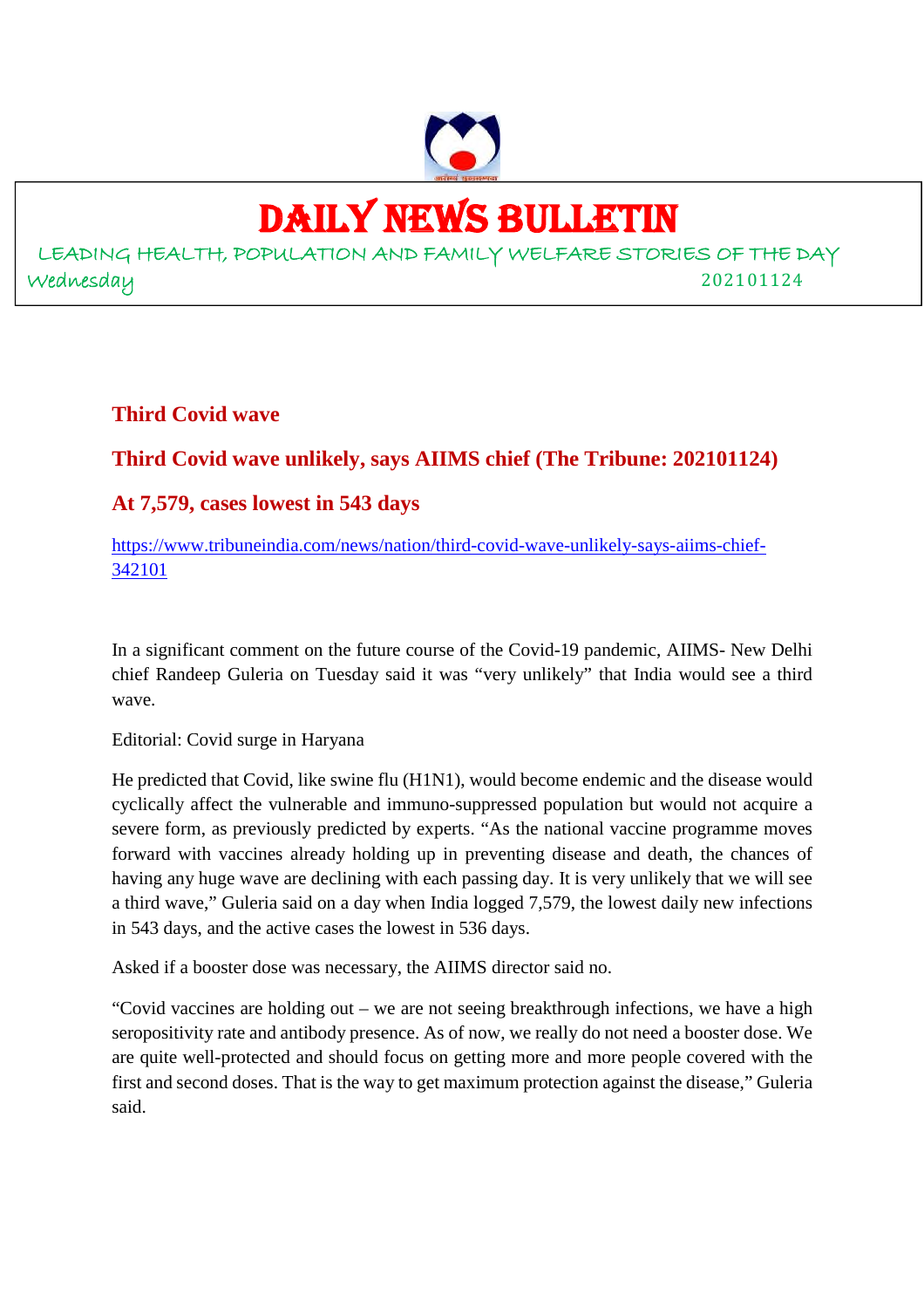# DAILY NEWS BULLETIN

LEADING HEALTH, POPULATION AND FAMILY WELFARE STORIES OF THE DAY

Wednesday 202101124

## Third Covid wave

## Third Covid wave unlikely, says AIIMS chief (The Tribune: 202101124)

## At 7,579, cases lowest in 543 days

https://www.tribuneindia.com/news/nation/third-covid-wave-unlikely-says-aiims-chief-342101

In a significant comment on the future course of the Covid-19 pandemic, AIIMS- New Delhi chief Randeep Guleria on Tuesday said it was "very unlikely" that India would see a third wave.

Editorial: Covid surge in Haryana

He predicted that Covid, like swine flu (H1N1), would become endemic and the disease would cyclically affect the vulnerable and immuno-suppressed population but would not acquire a severe form, as previously predicted by experts. "As the national vaccine programme moves forward with vaccines already holding up in preventing disease and death, the chances of having any huge wave are declining with each passing day. It is very unlikely that we will see a third wave," Guleria said on a day when India logged 7,579, the lowest daily new infections in 543 days, and the active cases the lowest in 536 days.

Asked if a booster dose was necessary, the AIIMS director said no.

"Covid vaccines are holding out – we are not seeing breakthrough infections, we have a high seropositivity rate and antibody presence. As of now, we really do not need a booster dose. We are quite well-protected and should focus on getting more and more people covered with the first and second doses. That is the way to get maximum protection against the disease," Guleria said.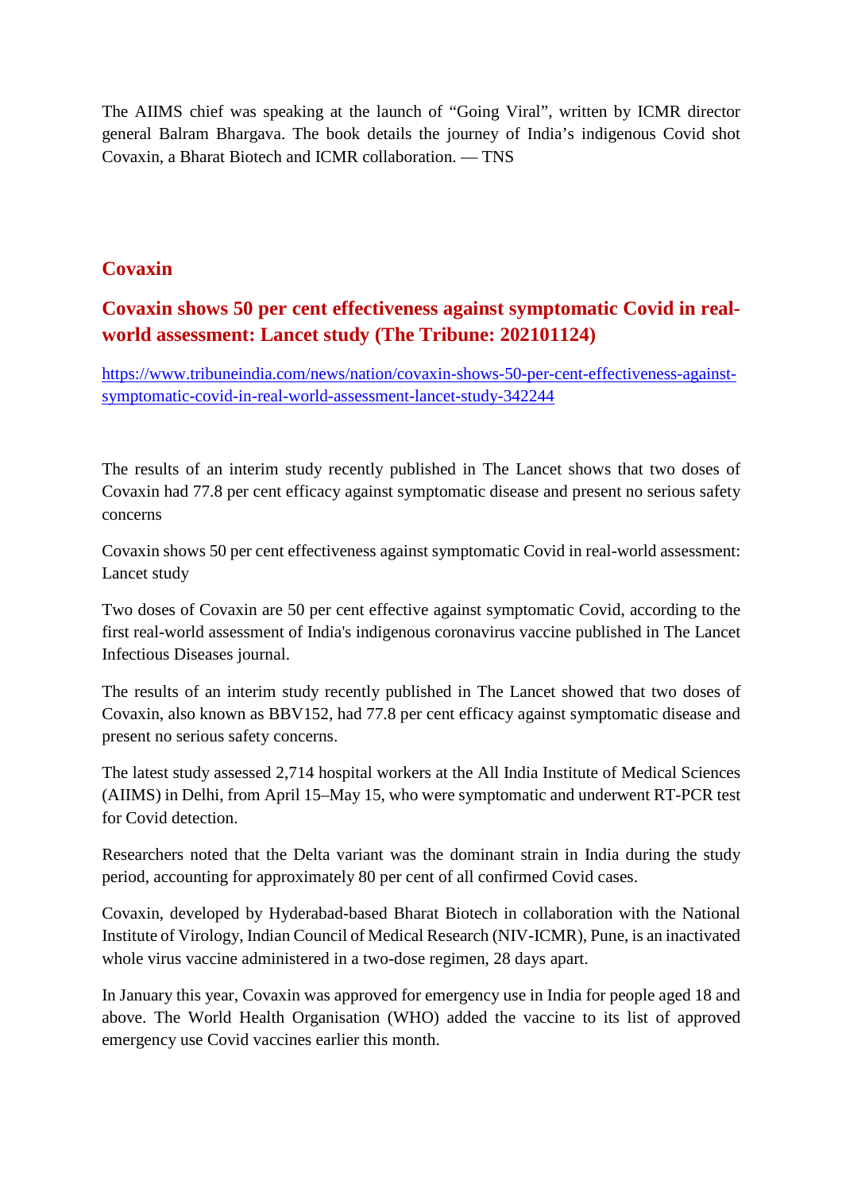The AIIMS chief was speaking at the launch of “Going Viral”, written by ICMR director general Balram Bhargava. The book details the journey of India’s indigenous Covid shot Covaxin, a Bharat Biotech and ICMR collaboration. — TNS

## Covaxin

## Covaxin shows 50 per cent effectiveness against symptomatic Covid in real-world assessment: Lancet study (The Tribune: 202101124)

https://www.tribuneindia.com/news/nation/covaxin-shows-50-per-cent-effectiveness-against-symptomatic-covid-in-real-world-assessment-lancet-study-342244

The results of an interim study recently published in The Lancet shows that two doses of Covaxin had 77.8 per cent efficacy against symptomatic disease and present no serious safety concerns

Covaxin shows 50 per cent effectiveness against symptomatic Covid in real-world assessment: Lancet study

Two doses of Covaxin are 50 per cent effective against symptomatic Covid, according to the first real-world assessment of India's indigenous coronavirus vaccine published in The Lancet Infectious Diseases journal.

The results of an interim study recently published in The Lancet showed that two doses of Covaxin, also known as BBV152, had 77.8 per cent efficacy against symptomatic disease and present no serious safety concerns.

The latest study assessed 2,714 hospital workers at the All India Institute of Medical Sciences (AIIMS) in Delhi, from April 15–May 15, who were symptomatic and underwent RT-PCR test for Covid detection.

Researchers noted that the Delta variant was the dominant strain in India during the study period, accounting for approximately 80 per cent of all confirmed Covid cases.

Covaxin, developed by Hyderabad-based Bharat Biotech in collaboration with the National Institute of Virology, Indian Council of Medical Research (NIV-ICMR), Pune, is an inactivated whole virus vaccine administered in a two-dose regimen, 28 days apart.

In January this year, Covaxin was approved for emergency use in India for people aged 18 and above. The World Health Organisation (WHO) added the vaccine to its list of approved emergency use Covid vaccines earlier this month.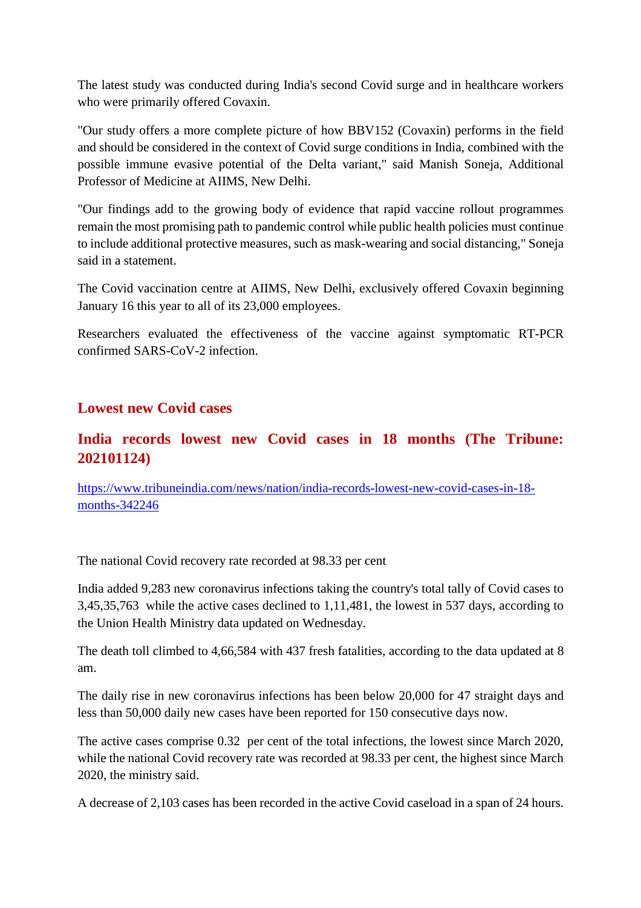The latest study was conducted during India's second Covid surge and in healthcare workers who were primarily offered Covaxin.

"Our study offers a more complete picture of how BBV152 (Covaxin) performs in the field and should be considered in the context of Covid surge conditions in India, combined with the possible immune evasive potential of the Delta variant," said Manish Soneja, Additional Professor of Medicine at AIIMS, New Delhi.

"Our findings add to the growing body of evidence that rapid vaccine rollout programmes remain the most promising path to pandemic control while public health policies must continue to include additional protective measures, such as mask-wearing and social distancing," Soneja said in a statement.

The Covid vaccination centre at AIIMS, New Delhi, exclusively offered Covaxin beginning January 16 this year to all of its 23,000 employees.

Researchers evaluated the effectiveness of the vaccine against symptomatic RT-PCR confirmed SARS-CoV-2 infection.

## Lowest new Covid cases

## India records lowest new Covid cases in 18 months (The Tribune: 202101124)

https://www.tribuneindia.com/news/nation/india-records-lowest-new-covid-cases-in-18-months-342246

The national Covid recovery rate recorded at 98.33 per cent

India added 9,283 new coronavirus infections taking the country's total tally of Covid cases to 3,45,35,763 while the active cases declined to 1,11,481, the lowest in 537 days, according to the Union Health Ministry data updated on Wednesday.

The death toll climbed to 4,66,584 with 437 fresh fatalities, according to the data updated at 8 am.

The daily rise in new coronavirus infections has been below 20,000 for 47 straight days and less than 50,000 daily new cases have been reported for 150 consecutive days now.

The active cases comprise 0.32 per cent of the total infections, the lowest since March 2020, while the national Covid recovery rate was recorded at 98.33 per cent, the highest since March 2020, the ministry said.

A decrease of 2,103 cases has been recorded in the active Covid caseload in a span of 24 hours.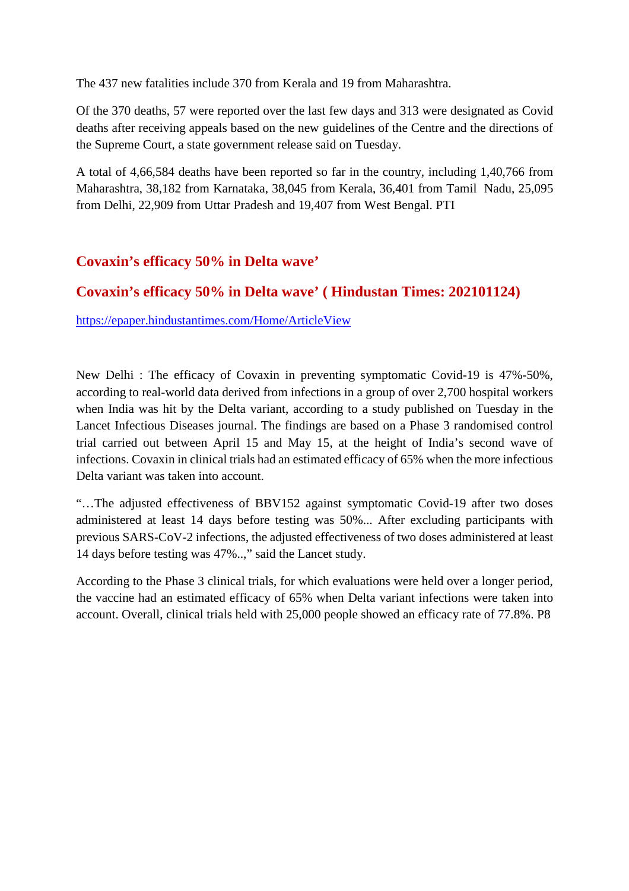The 437 new fatalities include 370 from Kerala and 19 from Maharashtra.

Of the 370 deaths, 57 were reported over the last few days and 313 were designated as Covid deaths after receiving appeals based on the new guidelines of the Centre and the directions of the Supreme Court, a state government release said on Tuesday.

A total of 4,66,584 deaths have been reported so far in the country, including 1,40,766 from Maharashtra, 38,182 from Karnataka, 38,045 from Kerala, 36,401 from Tamil Nadu, 25,095 from Delhi, 22,909 from Uttar Pradesh and 19,407 from West Bengal. PTI

## Covaxin's efficacy 50% in Delta wave'

## Covaxin's efficacy 50% in Delta wave' ( Hindustan Times: 202101124)

https://epaper.hindustantimes.com/Home/ArticleView

New Delhi : The efficacy of Covaxin in preventing symptomatic Covid-19 is 47%-50%, according to real-world data derived from infections in a group of over 2,700 hospital workers when India was hit by the Delta variant, according to a study published on Tuesday in the Lancet Infectious Diseases journal. The findings are based on a Phase 3 randomised control trial carried out between April 15 and May 15, at the height of India's second wave of infections. Covaxin in clinical trials had an estimated efficacy of 65% when the more infectious Delta variant was taken into account.

"…The adjusted effectiveness of BBV152 against symptomatic Covid-19 after two doses administered at least 14 days before testing was 50%... After excluding participants with previous SARS-CoV-2 infections, the adjusted effectiveness of two doses administered at least 14 days before testing was 47%..," said the Lancet study.

According to the Phase 3 clinical trials, for which evaluations were held over a longer period, the vaccine had an estimated efficacy of 65% when Delta variant infections were taken into account. Overall, clinical trials held with 25,000 people showed an efficacy rate of 77.8%. P8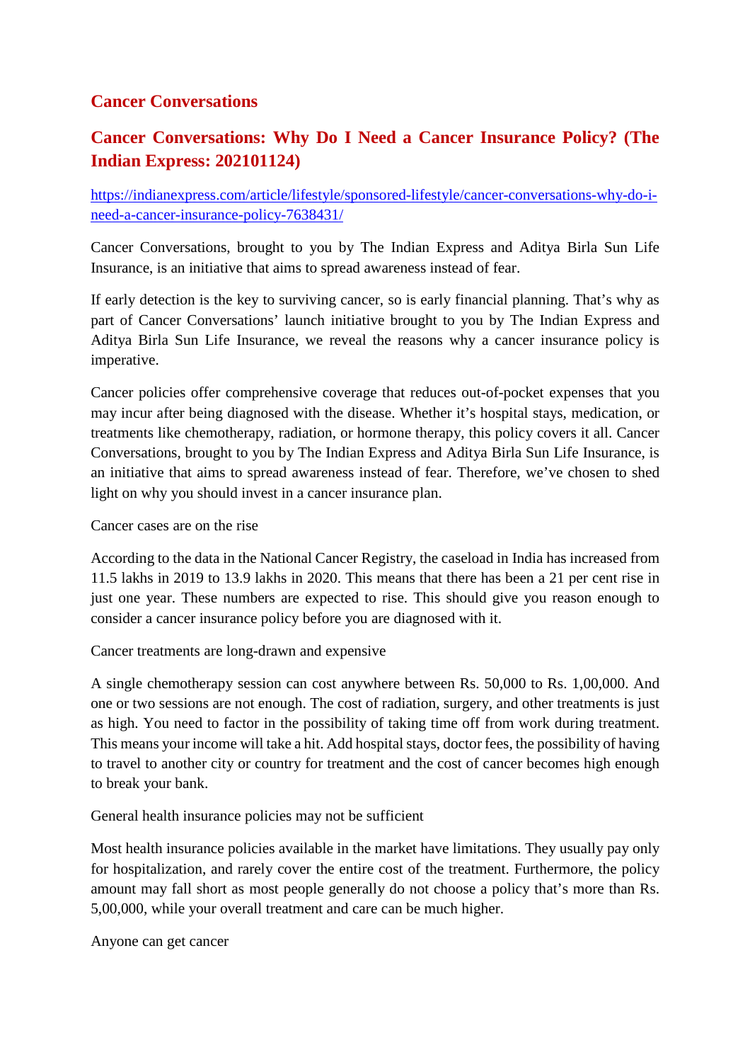## Cancer Conversations

## Cancer Conversations: Why Do I Need a Cancer Insurance Policy? (The Indian Express: 202101124)

https://indianexpress.com/article/lifestyle/sponsored-lifestyle/cancer-conversations-why-do-i-need-a-cancer-insurance-policy-7638431/

Cancer Conversations, brought to you by The Indian Express and Aditya Birla Sun Life Insurance, is an initiative that aims to spread awareness instead of fear.

If early detection is the key to surviving cancer, so is early financial planning. That's why as part of Cancer Conversations' launch initiative brought to you by The Indian Express and Aditya Birla Sun Life Insurance, we reveal the reasons why a cancer insurance policy is imperative.

Cancer policies offer comprehensive coverage that reduces out-of-pocket expenses that you may incur after being diagnosed with the disease. Whether it's hospital stays, medication, or treatments like chemotherapy, radiation, or hormone therapy, this policy covers it all. Cancer Conversations, brought to you by The Indian Express and Aditya Birla Sun Life Insurance, is an initiative that aims to spread awareness instead of fear. Therefore, we've chosen to shed light on why you should invest in a cancer insurance plan.

Cancer cases are on the rise

According to the data in the National Cancer Registry, the caseload in India has increased from 11.5 lakhs in 2019 to 13.9 lakhs in 2020. This means that there has been a 21 per cent rise in just one year. These numbers are expected to rise. This should give you reason enough to consider a cancer insurance policy before you are diagnosed with it.

Cancer treatments are long-drawn and expensive

A single chemotherapy session can cost anywhere between Rs. 50,000 to Rs. 1,00,000. And one or two sessions are not enough. The cost of radiation, surgery, and other treatments is just as high. You need to factor in the possibility of taking time off from work during treatment. This means your income will take a hit. Add hospital stays, doctor fees, the possibility of having to travel to another city or country for treatment and the cost of cancer becomes high enough to break your bank.

General health insurance policies may not be sufficient

Most health insurance policies available in the market have limitations. They usually pay only for hospitalization, and rarely cover the entire cost of the treatment. Furthermore, the policy amount may fall short as most people generally do not choose a policy that's more than Rs. 5,00,000, while your overall treatment and care can be much higher.

Anyone can get cancer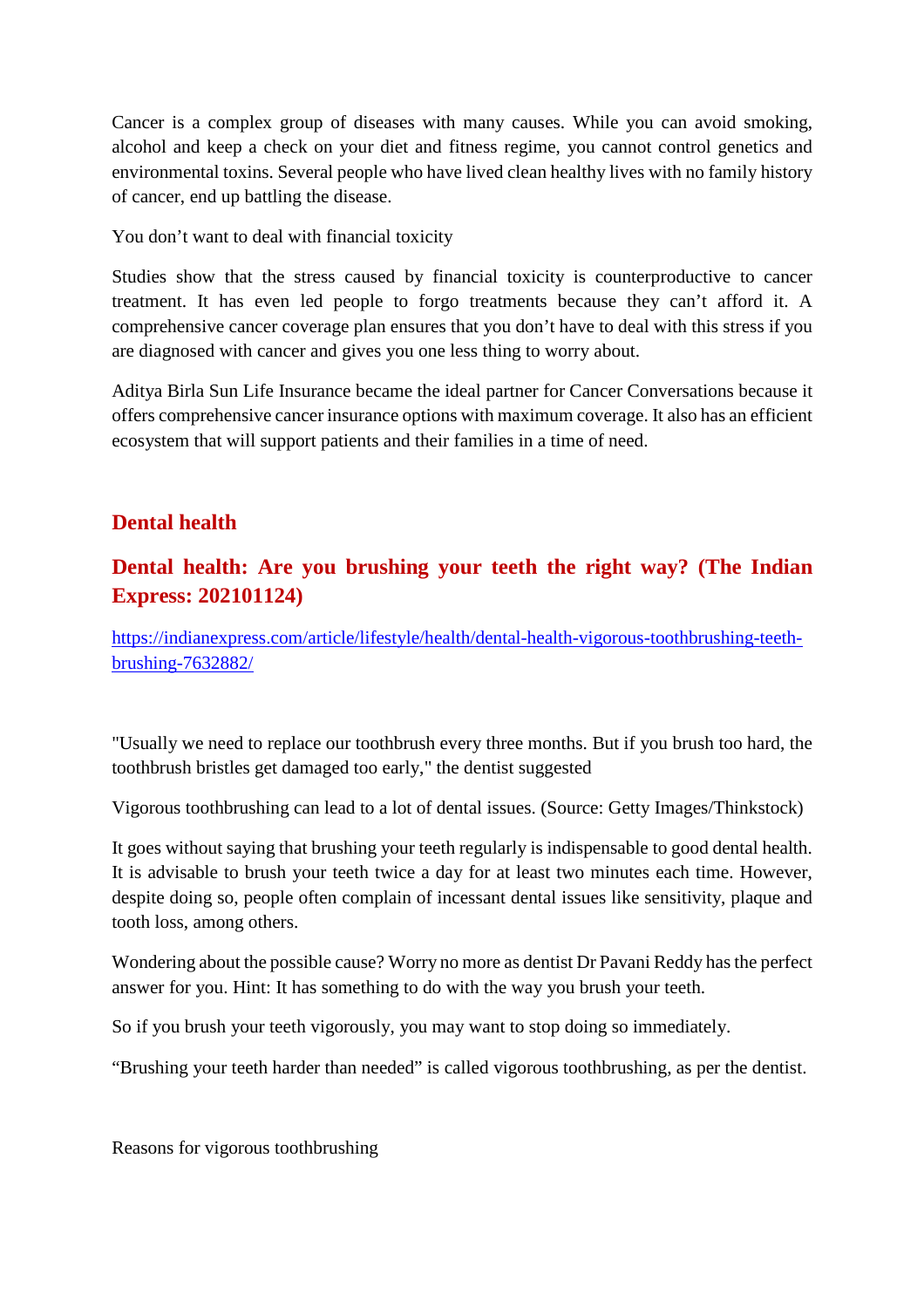Cancer is a complex group of diseases with many causes. While you can avoid smoking, alcohol and keep a check on your diet and fitness regime, you cannot control genetics and environmental toxins. Several people who have lived clean healthy lives with no family history of cancer, end up battling the disease.

You don't want to deal with financial toxicity

Studies show that the stress caused by financial toxicity is counterproductive to cancer treatment. It has even led people to forgo treatments because they can't afford it. A comprehensive cancer coverage plan ensures that you don't have to deal with this stress if you are diagnosed with cancer and gives you one less thing to worry about.

Aditya Birla Sun Life Insurance became the ideal partner for Cancer Conversations because it offers comprehensive cancer insurance options with maximum coverage. It also has an efficient ecosystem that will support patients and their families in a time of need.

## Dental health

### Dental health: Are you brushing your teeth the right way? (The Indian Express: 202101124)

https://indianexpress.com/article/lifestyle/health/dental-health-vigorous-toothbrushing-teeth-brushing-7632882/

"Usually we need to replace our toothbrush every three months. But if you brush too hard, the toothbrush bristles get damaged too early," the dentist suggested

Vigorous toothbrushing can lead to a lot of dental issues. (Source: Getty Images/Thinkstock)

It goes without saying that brushing your teeth regularly is indispensable to good dental health. It is advisable to brush your teeth twice a day for at least two minutes each time. However, despite doing so, people often complain of incessant dental issues like sensitivity, plaque and tooth loss, among others.

Wondering about the possible cause? Worry no more as dentist Dr Pavani Reddy has the perfect answer for you. Hint: It has something to do with the way you brush your teeth.

So if you brush your teeth vigorously, you may want to stop doing so immediately.

"Brushing your teeth harder than needed" is called vigorous toothbrushing, as per the dentist.

Reasons for vigorous toothbrushing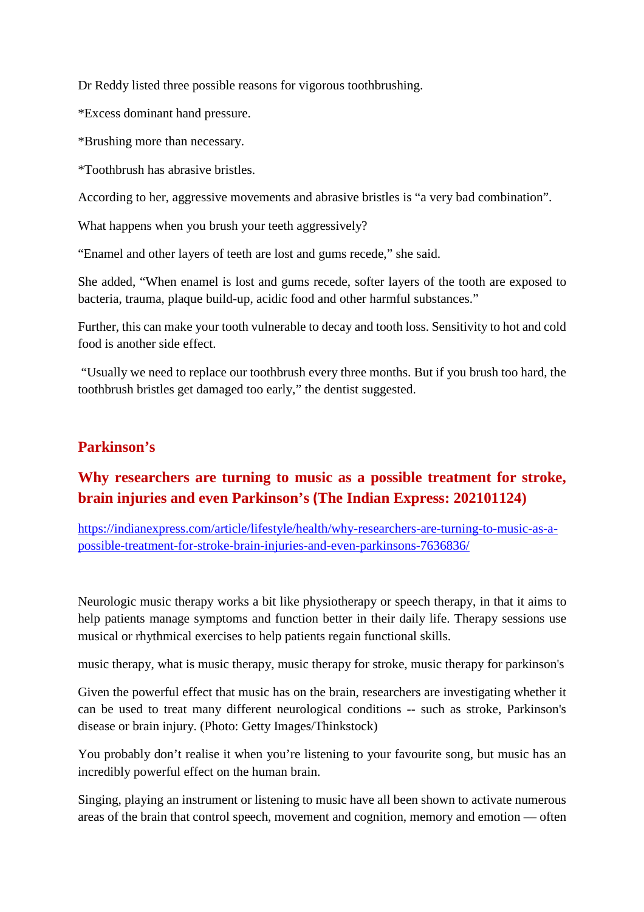Dr Reddy listed three possible reasons for vigorous toothbrushing.

*Excess dominant hand pressure.

*Brushing more than necessary.

*Toothbrush has abrasive bristles.

According to her, aggressive movements and abrasive bristles is “a very bad combination”.

What happens when you brush your teeth aggressively?

“Enamel and other layers of teeth are lost and gums recede,” she said.

She added, “When enamel is lost and gums recede, softer layers of the tooth are exposed to bacteria, trauma, plaque build-up, acidic food and other harmful substances.”

Further, this can make your tooth vulnerable to decay and tooth loss. Sensitivity to hot and cold food is another side effect.

“Usually we need to replace our toothbrush every three months. But if you brush too hard, the toothbrush bristles get damaged too early,” the dentist suggested.

## Parkinson’s

## Why researchers are turning to music as a possible treatment for stroke, brain injuries and even Parkinson’s (The Indian Express: 202101124)

https://indianexpress.com/article/lifestyle/health/why-researchers-are-turning-to-music-as-a-possible-treatment-for-stroke-brain-injuries-and-even-parkinsons-7636836/

Neurologic music therapy works a bit like physiotherapy or speech therapy, in that it aims to help patients manage symptoms and function better in their daily life. Therapy sessions use musical or rhythmical exercises to help patients regain functional skills.

music therapy, what is music therapy, music therapy for stroke, music therapy for parkinson's

Given the powerful effect that music has on the brain, researchers are investigating whether it can be used to treat many different neurological conditions -- such as stroke, Parkinson's disease or brain injury. (Photo: Getty Images/Thinkstock)

You probably don’t realise it when you’re listening to your favourite song, but music has an incredibly powerful effect on the human brain.

Singing, playing an instrument or listening to music have all been shown to activate numerous areas of the brain that control speech, movement and cognition, memory and emotion — often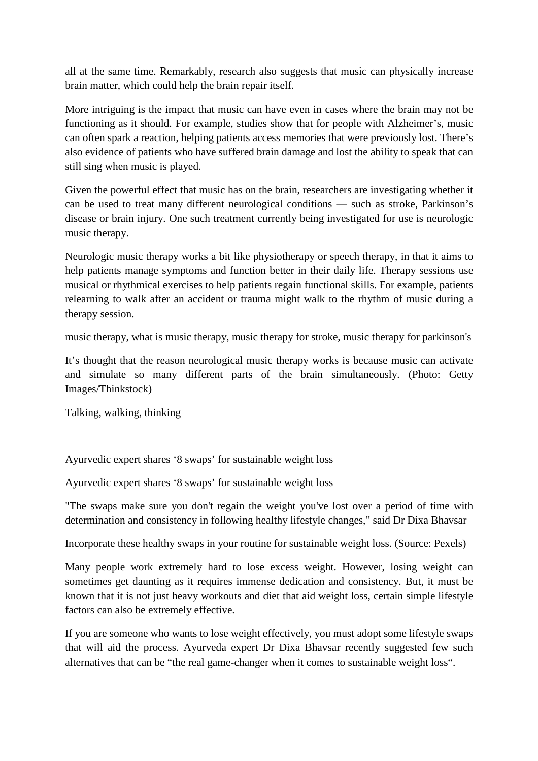all at the same time. Remarkably, research also suggests that music can physically increase brain matter, which could help the brain repair itself.

More intriguing is the impact that music can have even in cases where the brain may not be functioning as it should. For example, studies show that for people with Alzheimer's, music can often spark a reaction, helping patients access memories that were previously lost. There's also evidence of patients who have suffered brain damage and lost the ability to speak that can still sing when music is played.

Given the powerful effect that music has on the brain, researchers are investigating whether it can be used to treat many different neurological conditions — such as stroke, Parkinson's disease or brain injury. One such treatment currently being investigated for use is neurologic music therapy.

Neurologic music therapy works a bit like physiotherapy or speech therapy, in that it aims to help patients manage symptoms and function better in their daily life. Therapy sessions use musical or rhythmical exercises to help patients regain functional skills. For example, patients relearning to walk after an accident or trauma might walk to the rhythm of music during a therapy session.

music therapy, what is music therapy, music therapy for stroke, music therapy for parkinson's

It's thought that the reason neurological music therapy works is because music can activate and simulate so many different parts of the brain simultaneously. (Photo: Getty Images/Thinkstock)

Talking, walking, thinking

Ayurvedic expert shares '8 swaps' for sustainable weight loss

Ayurvedic expert shares '8 swaps' for sustainable weight loss

"The swaps make sure you don't regain the weight you've lost over a period of time with determination and consistency in following healthy lifestyle changes," said Dr Dixa Bhavsar

Incorporate these healthy swaps in your routine for sustainable weight loss. (Source: Pexels)

Many people work extremely hard to lose excess weight. However, losing weight can sometimes get daunting as it requires immense dedication and consistency. But, it must be known that it is not just heavy workouts and diet that aid weight loss, certain simple lifestyle factors can also be extremely effective.

If you are someone who wants to lose weight effectively, you must adopt some lifestyle swaps that will aid the process. Ayurveda expert Dr Dixa Bhavsar recently suggested few such alternatives that can be "the real game-changer when it comes to sustainable weight loss".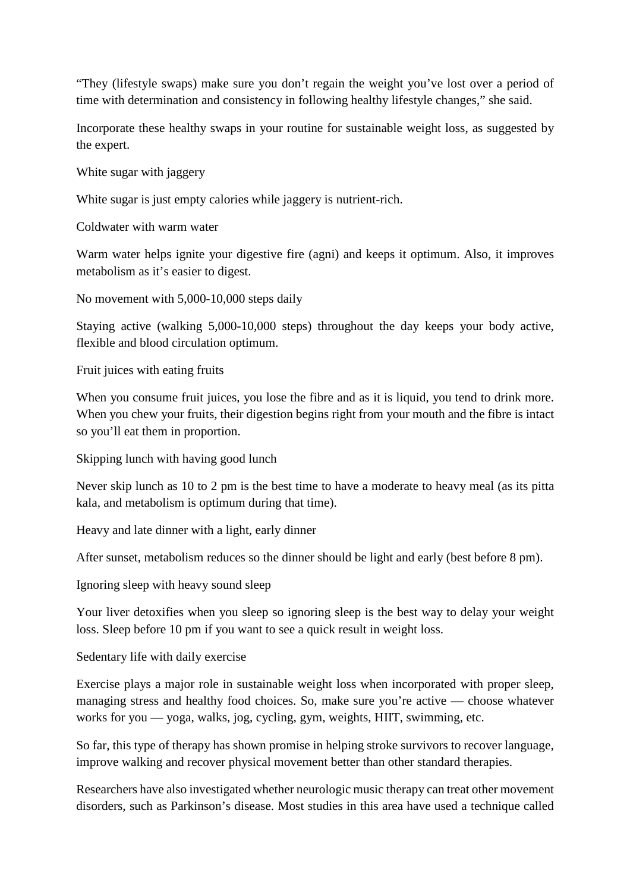"They (lifestyle swaps) make sure you don't regain the weight you've lost over a period of time with determination and consistency in following healthy lifestyle changes," she said.

Incorporate these healthy swaps in your routine for sustainable weight loss, as suggested by the expert.

White sugar with jaggery

White sugar is just empty calories while jaggery is nutrient-rich.

Coldwater with warm water

Warm water helps ignite your digestive fire (agni) and keeps it optimum. Also, it improves metabolism as it's easier to digest.

No movement with 5,000-10,000 steps daily

Staying active (walking 5,000-10,000 steps) throughout the day keeps your body active, flexible and blood circulation optimum.

Fruit juices with eating fruits

When you consume fruit juices, you lose the fibre and as it is liquid, you tend to drink more. When you chew your fruits, their digestion begins right from your mouth and the fibre is intact so you'll eat them in proportion.

Skipping lunch with having good lunch

Never skip lunch as 10 to 2 pm is the best time to have a moderate to heavy meal (as its pitta kala, and metabolism is optimum during that time).

Heavy and late dinner with a light, early dinner

After sunset, metabolism reduces so the dinner should be light and early (best before 8 pm).

Ignoring sleep with heavy sound sleep

Your liver detoxifies when you sleep so ignoring sleep is the best way to delay your weight loss. Sleep before 10 pm if you want to see a quick result in weight loss.

Sedentary life with daily exercise

Exercise plays a major role in sustainable weight loss when incorporated with proper sleep, managing stress and healthy food choices. So, make sure you're active — choose whatever works for you — yoga, walks, jog, cycling, gym, weights, HIIT, swimming, etc.

So far, this type of therapy has shown promise in helping stroke survivors to recover language, improve walking and recover physical movement better than other standard therapies.

Researchers have also investigated whether neurologic music therapy can treat other movement disorders, such as Parkinson's disease. Most studies in this area have used a technique called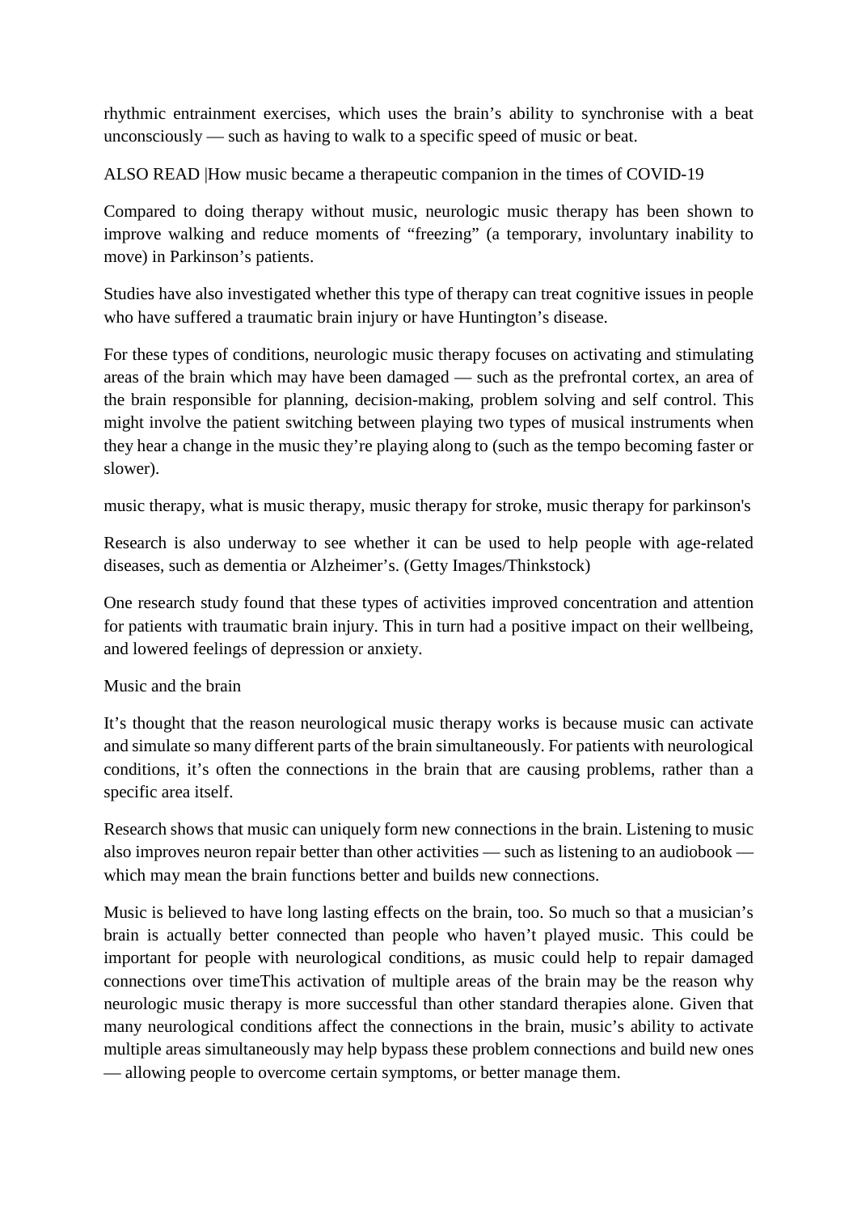rhythmic entrainment exercises, which uses the brain's ability to synchronise with a beat unconsciously — such as having to walk to a specific speed of music or beat.

ALSO READ |How music became a therapeutic companion in the times of COVID-19

Compared to doing therapy without music, neurologic music therapy has been shown to improve walking and reduce moments of "freezing" (a temporary, involuntary inability to move) in Parkinson's patients.

Studies have also investigated whether this type of therapy can treat cognitive issues in people who have suffered a traumatic brain injury or have Huntington's disease.

For these types of conditions, neurologic music therapy focuses on activating and stimulating areas of the brain which may have been damaged — such as the prefrontal cortex, an area of the brain responsible for planning, decision-making, problem solving and self control. This might involve the patient switching between playing two types of musical instruments when they hear a change in the music they're playing along to (such as the tempo becoming faster or slower).

music therapy, what is music therapy, music therapy for stroke, music therapy for parkinson's

Research is also underway to see whether it can be used to help people with age-related diseases, such as dementia or Alzheimer's. (Getty Images/Thinkstock)

One research study found that these types of activities improved concentration and attention for patients with traumatic brain injury. This in turn had a positive impact on their wellbeing, and lowered feelings of depression or anxiety.

Music and the brain

It's thought that the reason neurological music therapy works is because music can activate and simulate so many different parts of the brain simultaneously. For patients with neurological conditions, it's often the connections in the brain that are causing problems, rather than a specific area itself.

Research shows that music can uniquely form new connections in the brain. Listening to music also improves neuron repair better than other activities — such as listening to an audiobook — which may mean the brain functions better and builds new connections.

Music is believed to have long lasting effects on the brain, too. So much so that a musician's brain is actually better connected than people who haven't played music. This could be important for people with neurological conditions, as music could help to repair damaged connections over timeThis activation of multiple areas of the brain may be the reason why neurologic music therapy is more successful than other standard therapies alone. Given that many neurological conditions affect the connections in the brain, music's ability to activate multiple areas simultaneously may help bypass these problem connections and build new ones — allowing people to overcome certain symptoms, or better manage them.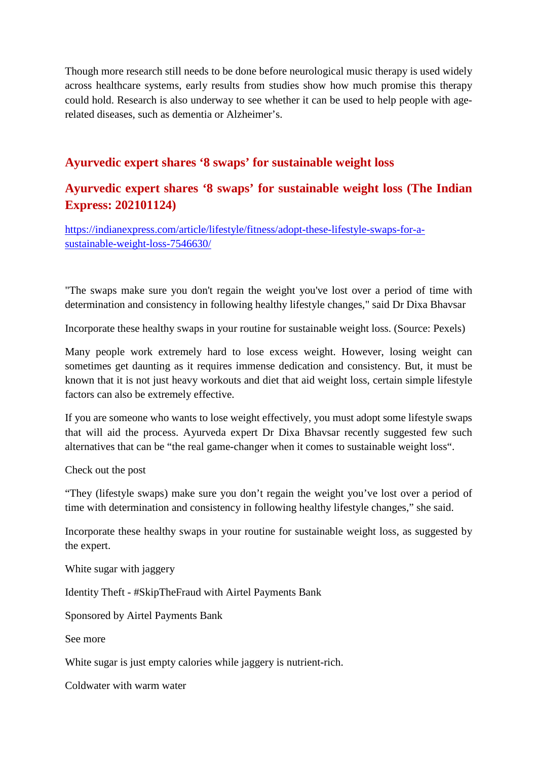Though more research still needs to be done before neurological music therapy is used widely across healthcare systems, early results from studies show how much promise this therapy could hold. Research is also underway to see whether it can be used to help people with age-related diseases, such as dementia or Alzheimer's.

## Ayurvedic expert shares '8 swaps' for sustainable weight loss

## Ayurvedic expert shares '8 swaps' for sustainable weight loss (The Indian Express: 202101124)

https://indianexpress.com/article/lifestyle/fitness/adopt-these-lifestyle-swaps-for-a-sustainable-weight-loss-7546630/

"The swaps make sure you don't regain the weight you've lost over a period of time with determination and consistency in following healthy lifestyle changes," said Dr Dixa Bhavsar

Incorporate these healthy swaps in your routine for sustainable weight loss. (Source: Pexels)

Many people work extremely hard to lose excess weight. However, losing weight can sometimes get daunting as it requires immense dedication and consistency. But, it must be known that it is not just heavy workouts and diet that aid weight loss, certain simple lifestyle factors can also be extremely effective.

If you are someone who wants to lose weight effectively, you must adopt some lifestyle swaps that will aid the process. Ayurveda expert Dr Dixa Bhavsar recently suggested few such alternatives that can be "the real game-changer when it comes to sustainable weight loss".

Check out the post

"They (lifestyle swaps) make sure you don't regain the weight you've lost over a period of time with determination and consistency in following healthy lifestyle changes," she said.

Incorporate these healthy swaps in your routine for sustainable weight loss, as suggested by the expert.

White sugar with jaggery

Identity Theft - #SkipTheFraud with Airtel Payments Bank

Sponsored by Airtel Payments Bank

See more

White sugar is just empty calories while jaggery is nutrient-rich.

Coldwater with warm water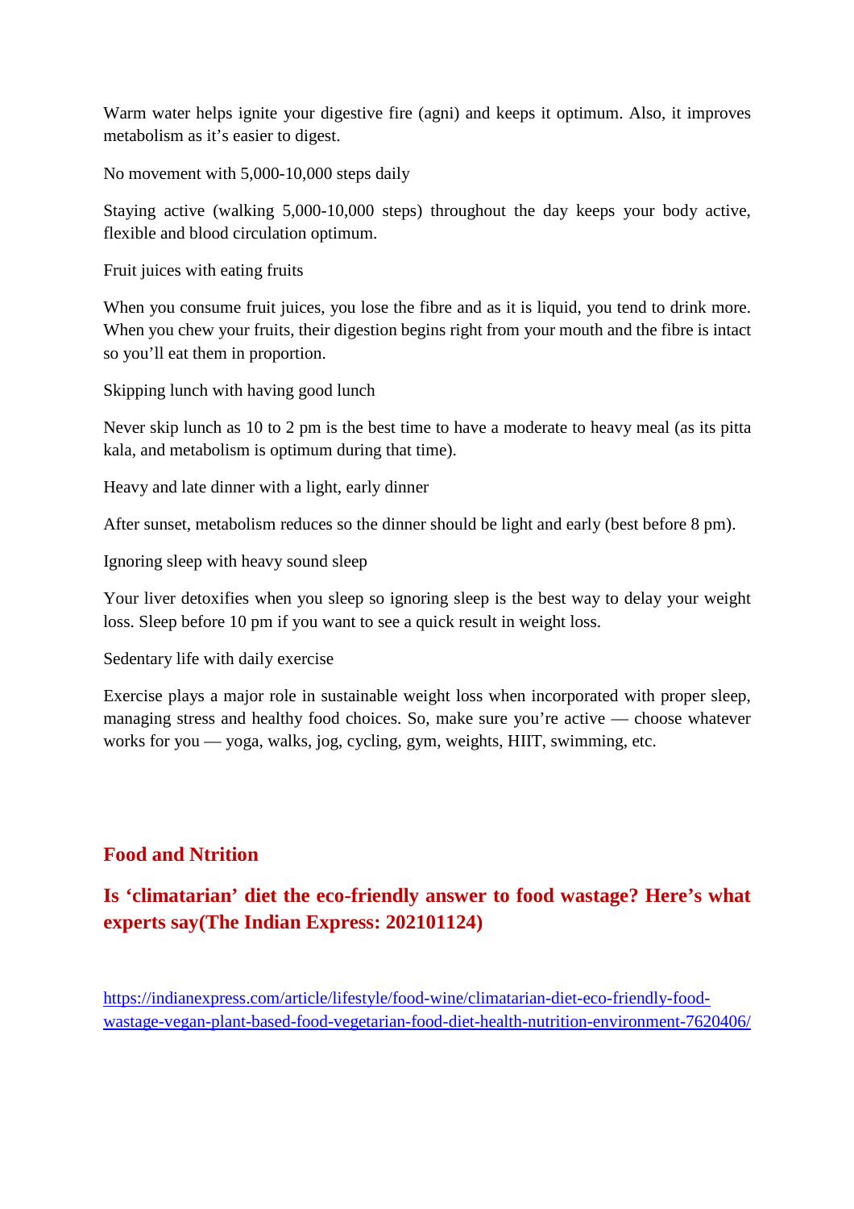Warm water helps ignite your digestive fire (agni) and keeps it optimum. Also, it improves metabolism as it's easier to digest.

No movement with 5,000-10,000 steps daily

Staying active (walking 5,000-10,000 steps) throughout the day keeps your body active, flexible and blood circulation optimum.

Fruit juices with eating fruits

When you consume fruit juices, you lose the fibre and as it is liquid, you tend to drink more. When you chew your fruits, their digestion begins right from your mouth and the fibre is intact so you'll eat them in proportion.

Skipping lunch with having good lunch

Never skip lunch as 10 to 2 pm is the best time to have a moderate to heavy meal (as its pitta kala, and metabolism is optimum during that time).

Heavy and late dinner with a light, early dinner

After sunset, metabolism reduces so the dinner should be light and early (best before 8 pm).

Ignoring sleep with heavy sound sleep

Your liver detoxifies when you sleep so ignoring sleep is the best way to delay your weight loss. Sleep before 10 pm if you want to see a quick result in weight loss.

Sedentary life with daily exercise

Exercise plays a major role in sustainable weight loss when incorporated with proper sleep, managing stress and healthy food choices. So, make sure you're active — choose whatever works for you — yoga, walks, jog, cycling, gym, weights, HIIT, swimming, etc.

## Food and Ntrition

## Is 'climatarian' diet the eco-friendly answer to food wastage? Here's what experts say(The Indian Express: 202101124)

https://indianexpress.com/article/lifestyle/food-wine/climatarian-diet-eco-friendly-food-wastage-vegan-plant-based-food-vegetarian-food-diet-health-nutrition-environment-7620406/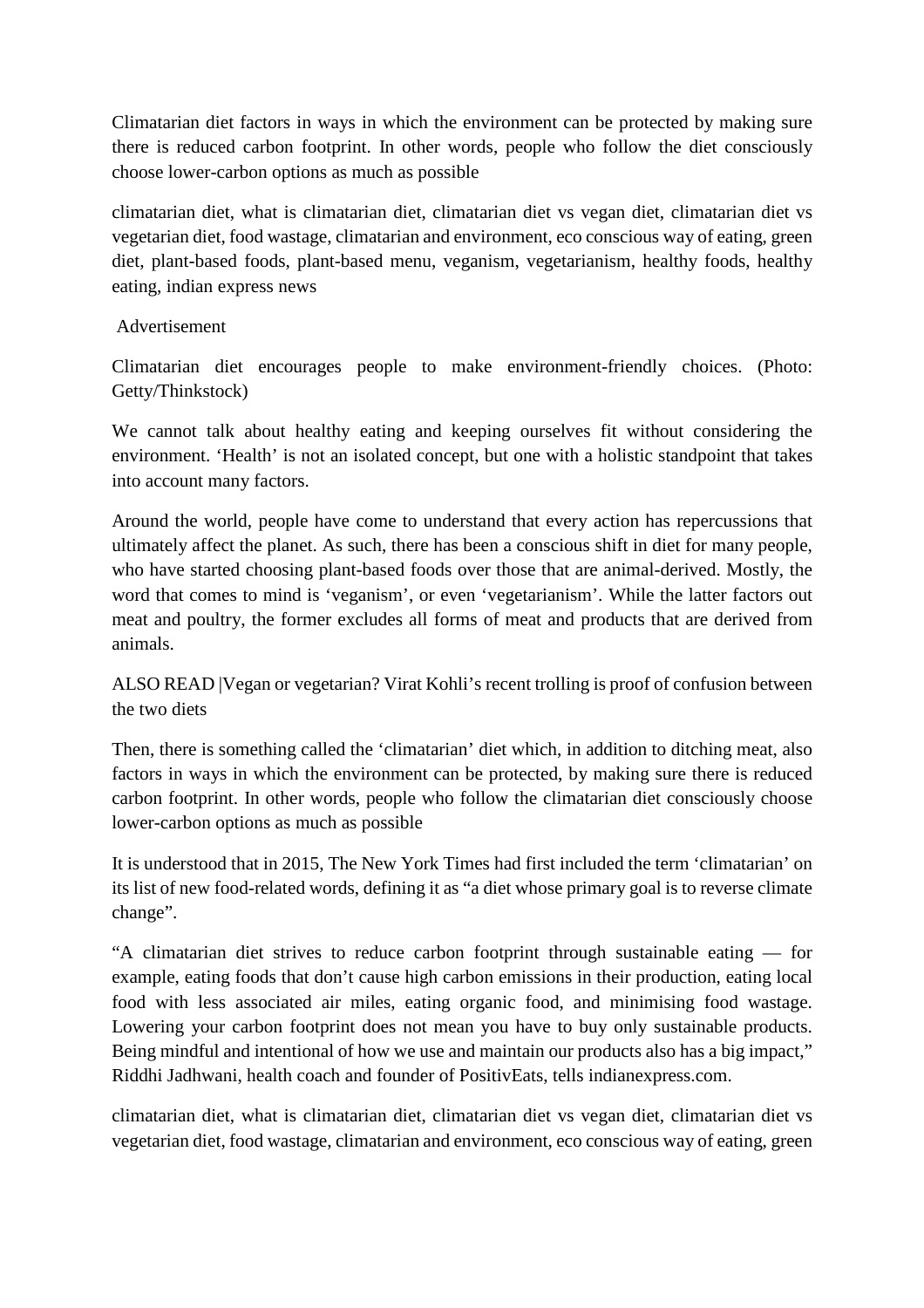Climatarian diet factors in ways in which the environment can be protected by making sure there is reduced carbon footprint. In other words, people who follow the diet consciously choose lower-carbon options as much as possible

climatarian diet, what is climatarian diet, climatarian diet vs vegan diet, climatarian diet vs vegetarian diet, food wastage, climatarian and environment, eco conscious way of eating, green diet, plant-based foods, plant-based menu, veganism, vegetarianism, healthy foods, healthy eating, indian express news

Advertisement

Climatarian diet encourages people to make environment-friendly choices. (Photo: Getty/Thinkstock)

We cannot talk about healthy eating and keeping ourselves fit without considering the environment. 'Health' is not an isolated concept, but one with a holistic standpoint that takes into account many factors.

Around the world, people have come to understand that every action has repercussions that ultimately affect the planet. As such, there has been a conscious shift in diet for many people, who have started choosing plant-based foods over those that are animal-derived. Mostly, the word that comes to mind is 'veganism', or even 'vegetarianism'. While the latter factors out meat and poultry, the former excludes all forms of meat and products that are derived from animals.

ALSO READ |Vegan or vegetarian? Virat Kohli's recent trolling is proof of confusion between the two diets

Then, there is something called the 'climatarian' diet which, in addition to ditching meat, also factors in ways in which the environment can be protected, by making sure there is reduced carbon footprint. In other words, people who follow the climatarian diet consciously choose lower-carbon options as much as possible

It is understood that in 2015, The New York Times had first included the term 'climatarian' on its list of new food-related words, defining it as "a diet whose primary goal is to reverse climate change".

"A climatarian diet strives to reduce carbon footprint through sustainable eating — for example, eating foods that don't cause high carbon emissions in their production, eating local food with less associated air miles, eating organic food, and minimising food wastage. Lowering your carbon footprint does not mean you have to buy only sustainable products. Being mindful and intentional of how we use and maintain our products also has a big impact," Riddhi Jadhwani, health coach and founder of PositivEats, tells indianexpress.com.

climatarian diet, what is climatarian diet, climatarian diet vs vegan diet, climatarian diet vs vegetarian diet, food wastage, climatarian and environment, eco conscious way of eating, green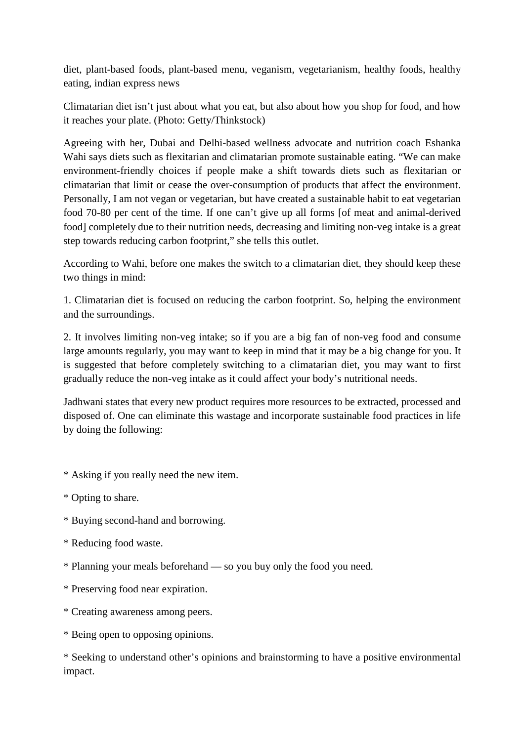diet, plant-based foods, plant-based menu, veganism, vegetarianism, healthy foods, healthy eating, indian express news

Climatarian diet isn't just about what you eat, but also about how you shop for food, and how it reaches your plate. (Photo: Getty/Thinkstock)

Agreeing with her, Dubai and Delhi-based wellness advocate and nutrition coach Eshanka Wahi says diets such as flexitarian and climatarian promote sustainable eating. "We can make environment-friendly choices if people make a shift towards diets such as flexitarian or climatarian that limit or cease the over-consumption of products that affect the environment. Personally, I am not vegan or vegetarian, but have created a sustainable habit to eat vegetarian food 70-80 per cent of the time. If one can't give up all forms [of meat and animal-derived food] completely due to their nutrition needs, decreasing and limiting non-veg intake is a great step towards reducing carbon footprint," she tells this outlet.

According to Wahi, before one makes the switch to a climatarian diet, they should keep these two things in mind:

1. Climatarian diet is focused on reducing the carbon footprint. So, helping the environment and the surroundings.

2. It involves limiting non-veg intake; so if you are a big fan of non-veg food and consume large amounts regularly, you may want to keep in mind that it may be a big change for you. It is suggested that before completely switching to a climatarian diet, you may want to first gradually reduce the non-veg intake as it could affect your body's nutritional needs.

Jadhwani states that every new product requires more resources to be extracted, processed and disposed of. One can eliminate this wastage and incorporate sustainable food practices in life by doing the following:

* Asking if you really need the new item.

* Opting to share.

* Buying second-hand and borrowing.

* Reducing food waste.

* Planning your meals beforehand — so you buy only the food you need.

* Preserving food near expiration.

* Creating awareness among peers.

* Being open to opposing opinions.

* Seeking to understand other's opinions and brainstorming to have a positive environmental impact.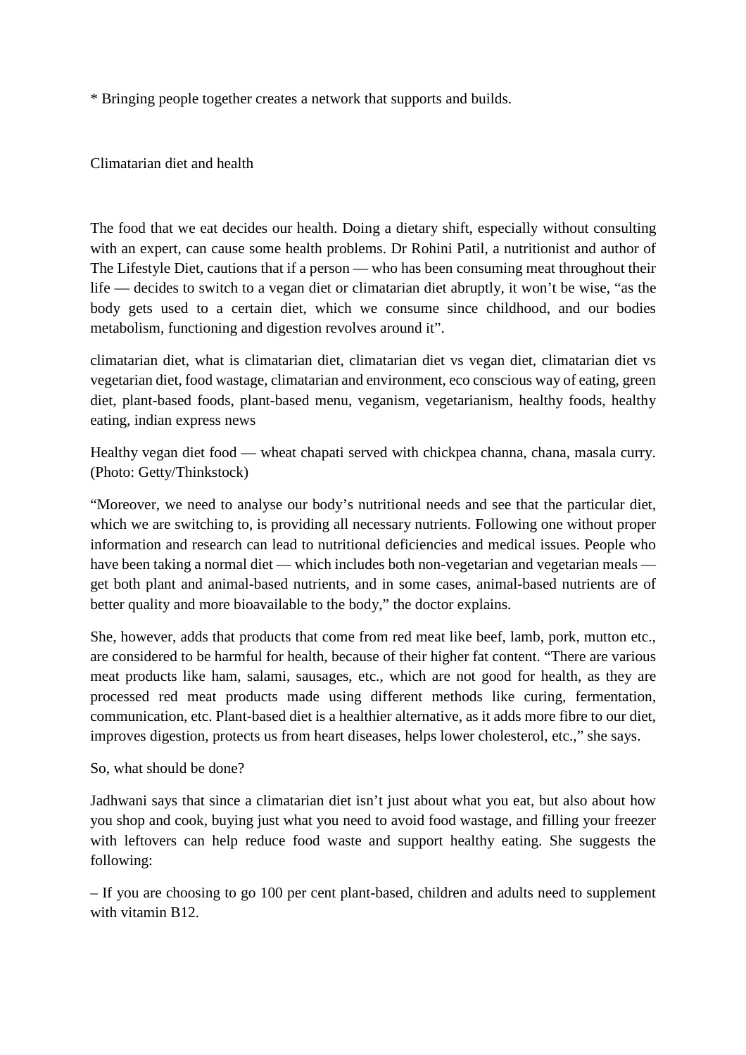* Bringing people together creates a network that supports and builds.

## Climatarian diet and health

The food that we eat decides our health. Doing a dietary shift, especially without consulting with an expert, can cause some health problems. Dr Rohini Patil, a nutritionist and author of The Lifestyle Diet, cautions that if a person — who has been consuming meat throughout their life — decides to switch to a vegan diet or climatarian diet abruptly, it won't be wise, "as the body gets used to a certain diet, which we consume since childhood, and our bodies metabolism, functioning and digestion revolves around it".

climatarian diet, what is climatarian diet, climatarian diet vs vegan diet, climatarian diet vs vegetarian diet, food wastage, climatarian and environment, eco conscious way of eating, green diet, plant-based foods, plant-based menu, veganism, vegetarianism, healthy foods, healthy eating, indian express news

Healthy vegan diet food — wheat chapati served with chickpea channa, chana, masala curry. (Photo: Getty/Thinkstock)

"Moreover, we need to analyse our body's nutritional needs and see that the particular diet, which we are switching to, is providing all necessary nutrients. Following one without proper information and research can lead to nutritional deficiencies and medical issues. People who have been taking a normal diet — which includes both non-vegetarian and vegetarian meals — get both plant and animal-based nutrients, and in some cases, animal-based nutrients are of better quality and more bioavailable to the body," the doctor explains.

She, however, adds that products that come from red meat like beef, lamb, pork, mutton etc., are considered to be harmful for health, because of their higher fat content. "There are various meat products like ham, salami, sausages, etc., which are not good for health, as they are processed red meat products made using different methods like curing, fermentation, communication, etc. Plant-based diet is a healthier alternative, as it adds more fibre to our diet, improves digestion, protects us from heart diseases, helps lower cholesterol, etc.," she says.

So, what should be done?

Jadhwani says that since a climatarian diet isn't just about what you eat, but also about how you shop and cook, buying just what you need to avoid food wastage, and filling your freezer with leftovers can help reduce food waste and support healthy eating. She suggests the following:

– If you are choosing to go 100 per cent plant-based, children and adults need to supplement with vitamin B12.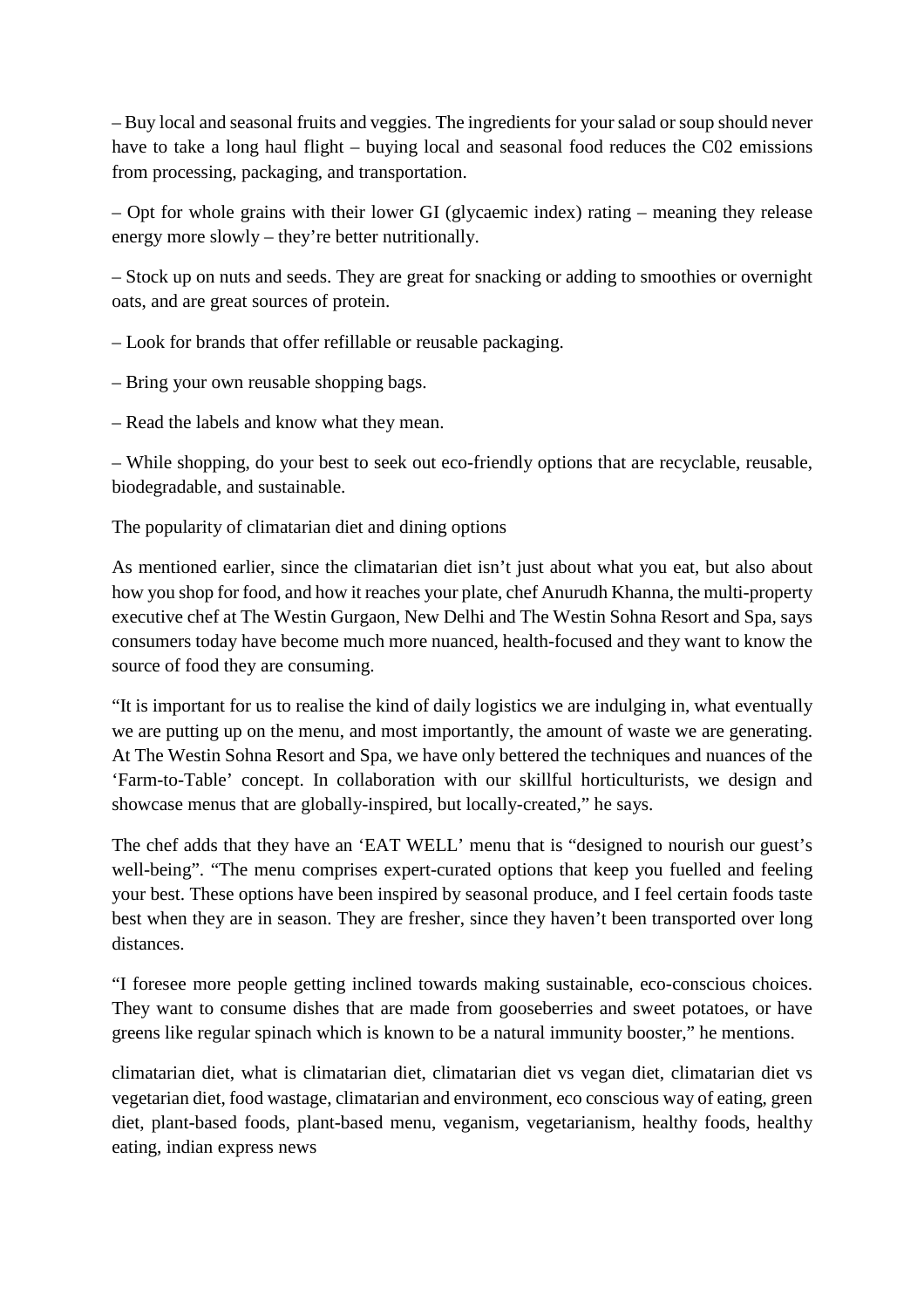– Buy local and seasonal fruits and veggies. The ingredients for your salad or soup should never have to take a long haul flight – buying local and seasonal food reduces the C02 emissions from processing, packaging, and transportation.

– Opt for whole grains with their lower GI (glycaemic index) rating – meaning they release energy more slowly – they're better nutritionally.

– Stock up on nuts and seeds. They are great for snacking or adding to smoothies or overnight oats, and are great sources of protein.

– Look for brands that offer refillable or reusable packaging.

– Bring your own reusable shopping bags.

– Read the labels and know what they mean.

– While shopping, do your best to seek out eco-friendly options that are recyclable, reusable, biodegradable, and sustainable.

## The popularity of climatarian diet and dining options

As mentioned earlier, since the climatarian diet isn't just about what you eat, but also about how you shop for food, and how it reaches your plate, chef Anurudh Khanna, the multi-property executive chef at The Westin Gurgaon, New Delhi and The Westin Sohna Resort and Spa, says consumers today have become much more nuanced, health-focused and they want to know the source of food they are consuming.

"It is important for us to realise the kind of daily logistics we are indulging in, what eventually we are putting up on the menu, and most importantly, the amount of waste we are generating. At The Westin Sohna Resort and Spa, we have only bettered the techniques and nuances of the 'Farm-to-Table' concept. In collaboration with our skillful horticulturists, we design and showcase menus that are globally-inspired, but locally-created," he says.

The chef adds that they have an 'EAT WELL' menu that is "designed to nourish our guest's well-being". "The menu comprises expert-curated options that keep you fuelled and feeling your best. These options have been inspired by seasonal produce, and I feel certain foods taste best when they are in season. They are fresher, since they haven't been transported over long distances.

"I foresee more people getting inclined towards making sustainable, eco-conscious choices. They want to consume dishes that are made from gooseberries and sweet potatoes, or have greens like regular spinach which is known to be a natural immunity booster," he mentions.

climatarian diet, what is climatarian diet, climatarian diet vs vegan diet, climatarian diet vs vegetarian diet, food wastage, climatarian and environment, eco conscious way of eating, green diet, plant-based foods, plant-based menu, veganism, vegetarianism, healthy foods, healthy eating, indian express news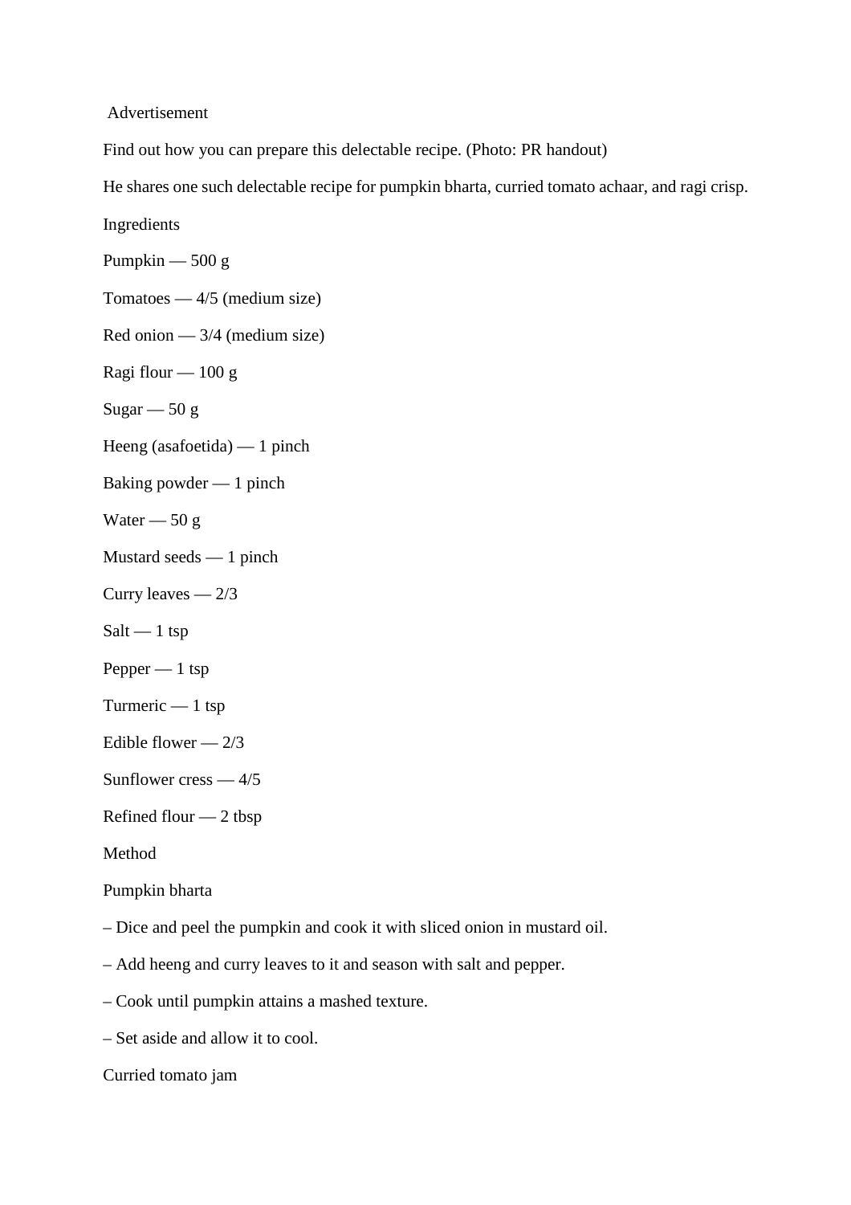Advertisement

Find out how you can prepare this delectable recipe. (Photo: PR handout)

He shares one such delectable recipe for pumpkin bharta, curried tomato achaar, and ragi crisp.

Ingredients

Pumpkin — 500 g

Tomatoes — 4/5 (medium size)

Red onion — 3/4 (medium size)

Ragi flour — 100 g

Sugar — 50 g

Heeng (asafoetida) — 1 pinch

Baking powder — 1 pinch

Water — 50 g

Mustard seeds — 1 pinch

Curry leaves — 2/3

Salt — 1 tsp

Pepper — 1 tsp

Turmeric — 1 tsp

Edible flower — 2/3

Sunflower cress — 4/5

Refined flour — 2 tbsp

Method

Pumpkin bharta

– Dice and peel the pumpkin and cook it with sliced onion in mustard oil.

– Add heeng and curry leaves to it and season with salt and pepper.

– Cook until pumpkin attains a mashed texture.

– Set aside and allow it to cool.

Curried tomato jam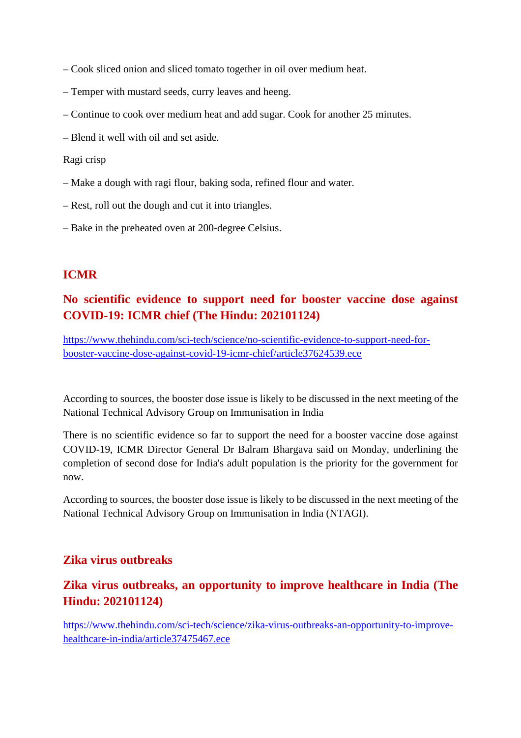– Cook sliced onion and sliced tomato together in oil over medium heat.

– Temper with mustard seeds, curry leaves and heeng.

– Continue to cook over medium heat and add sugar. Cook for another 25 minutes.

– Blend it well with oil and set aside.

Ragi crisp

– Make a dough with ragi flour, baking soda, refined flour and water.

– Rest, roll out the dough and cut it into triangles.

– Bake in the preheated oven at 200-degree Celsius.

## ICMR

### No scientific evidence to support need for booster vaccine dose against COVID-19: ICMR chief (The Hindu: 202101124)

https://www.thehindu.com/sci-tech/science/no-scientific-evidence-to-support-need-for-booster-vaccine-dose-against-covid-19-icmr-chief/article37624539.ece

According to sources, the booster dose issue is likely to be discussed in the next meeting of the National Technical Advisory Group on Immunisation in India

There is no scientific evidence so far to support the need for a booster vaccine dose against COVID-19, ICMR Director General Dr Balram Bhargava said on Monday, underlining the completion of second dose for India's adult population is the priority for the government for now.

According to sources, the booster dose issue is likely to be discussed in the next meeting of the National Technical Advisory Group on Immunisation in India (NTAGI).

## Zika virus outbreaks

### Zika virus outbreaks, an opportunity to improve healthcare in India (The Hindu: 202101124)

https://www.thehindu.com/sci-tech/science/zika-virus-outbreaks-an-opportunity-to-improve-healthcare-in-india/article37475467.ece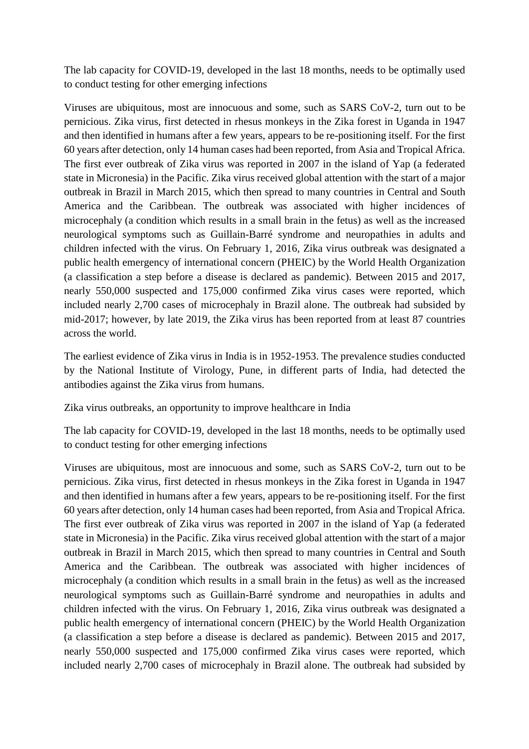The lab capacity for COVID-19, developed in the last 18 months, needs to be optimally used to conduct testing for other emerging infections

Viruses are ubiquitous, most are innocuous and some, such as SARS CoV-2, turn out to be pernicious. Zika virus, first detected in rhesus monkeys in the Zika forest in Uganda in 1947 and then identified in humans after a few years, appears to be re-positioning itself. For the first 60 years after detection, only 14 human cases had been reported, from Asia and Tropical Africa. The first ever outbreak of Zika virus was reported in 2007 in the island of Yap (a federated state in Micronesia) in the Pacific. Zika virus received global attention with the start of a major outbreak in Brazil in March 2015, which then spread to many countries in Central and South America and the Caribbean. The outbreak was associated with higher incidences of microcephaly (a condition which results in a small brain in the fetus) as well as the increased neurological symptoms such as Guillain-Barré syndrome and neuropathies in adults and children infected with the virus. On February 1, 2016, Zika virus outbreak was designated a public health emergency of international concern (PHEIC) by the World Health Organization (a classification a step before a disease is declared as pandemic). Between 2015 and 2017, nearly 550,000 suspected and 175,000 confirmed Zika virus cases were reported, which included nearly 2,700 cases of microcephaly in Brazil alone. The outbreak had subsided by mid-2017; however, by late 2019, the Zika virus has been reported from at least 87 countries across the world.

The earliest evidence of Zika virus in India is in 1952-1953. The prevalence studies conducted by the National Institute of Virology, Pune, in different parts of India, had detected the antibodies against the Zika virus from humans.

Zika virus outbreaks, an opportunity to improve healthcare in India

The lab capacity for COVID-19, developed in the last 18 months, needs to be optimally used to conduct testing for other emerging infections

Viruses are ubiquitous, most are innocuous and some, such as SARS CoV-2, turn out to be pernicious. Zika virus, first detected in rhesus monkeys in the Zika forest in Uganda in 1947 and then identified in humans after a few years, appears to be re-positioning itself. For the first 60 years after detection, only 14 human cases had been reported, from Asia and Tropical Africa. The first ever outbreak of Zika virus was reported in 2007 in the island of Yap (a federated state in Micronesia) in the Pacific. Zika virus received global attention with the start of a major outbreak in Brazil in March 2015, which then spread to many countries in Central and South America and the Caribbean. The outbreak was associated with higher incidences of microcephaly (a condition which results in a small brain in the fetus) as well as the increased neurological symptoms such as Guillain-Barré syndrome and neuropathies in adults and children infected with the virus. On February 1, 2016, Zika virus outbreak was designated a public health emergency of international concern (PHEIC) by the World Health Organization (a classification a step before a disease is declared as pandemic). Between 2015 and 2017, nearly 550,000 suspected and 175,000 confirmed Zika virus cases were reported, which included nearly 2,700 cases of microcephaly in Brazil alone. The outbreak had subsided by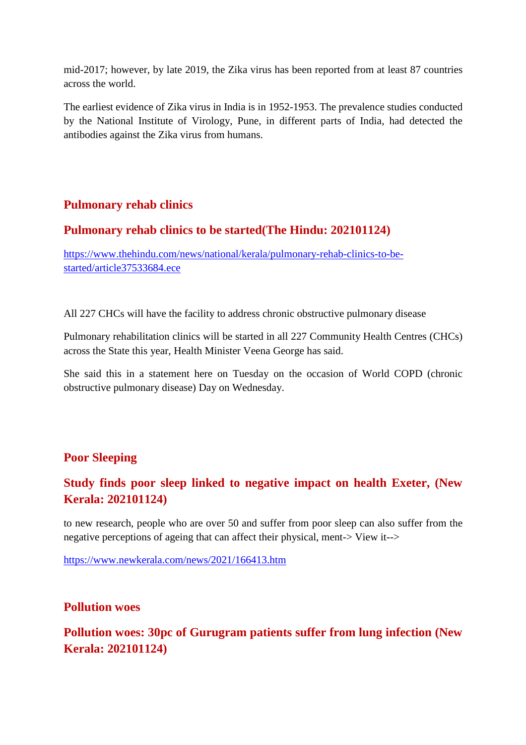mid-2017; however, by late 2019, the Zika virus has been reported from at least 87 countries across the world.

The earliest evidence of Zika virus in India is in 1952-1953. The prevalence studies conducted by the National Institute of Virology, Pune, in different parts of India, had detected the antibodies against the Zika virus from humans.

## Pulmonary rehab clinics

## Pulmonary rehab clinics to be started(The Hindu: 202101124)

[https://www.thehindu.com/news/national/kerala/pulmonary-rehab-clinics-to-be-started/article37533684.ece](https://www.thehindu.com/news/national/kerala/pulmonary-rehab-clinics-to-be-started/article37533684.ece)

All 227 CHCs will have the facility to address chronic obstructive pulmonary disease

Pulmonary rehabilitation clinics will be started in all 227 Community Health Centres (CHCs) across the State this year, Health Minister Veena George has said.

She said this in a statement here on Tuesday on the occasion of World COPD (chronic obstructive pulmonary disease) Day on Wednesday.

## Poor Sleeping

## Study finds poor sleep linked to negative impact on health Exeter, (New Kerala: 202101124)

to new research, people who are over 50 and suffer from poor sleep can also suffer from the negative perceptions of ageing that can affect their physical, ment-> View it-->

[https://www.newkerala.com/news/2021/166413.htm](https://www.newkerala.com/news/2021/166413.htm)

## Pollution woes

## Pollution woes: 30pc of Gurugram patients suffer from lung infection (New Kerala: 202101124)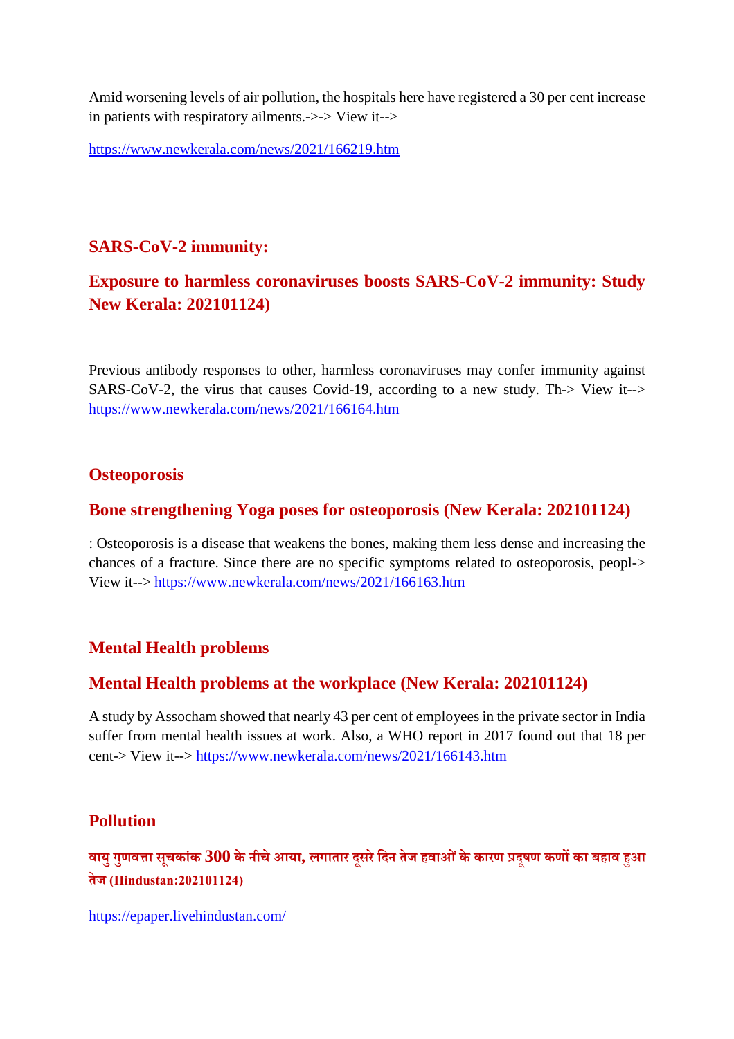Amid worsening levels of air pollution, the hospitals here have registered a 30 per cent increase in patients with respiratory ailments.->-> View it-->

https://www.newkerala.com/news/2021/166219.htm

## SARS-CoV-2 immunity:

### Exposure to harmless coronaviruses boosts SARS-CoV-2 immunity: Study New Kerala: 202101124)

Previous antibody responses to other, harmless coronaviruses may confer immunity against SARS-CoV-2, the virus that causes Covid-19, according to a new study. Th-> View it--> https://www.newkerala.com/news/2021/166164.htm

## Osteoporosis

### Bone strengthening Yoga poses for osteoporosis (New Kerala: 202101124)

: Osteoporosis is a disease that weakens the bones, making them less dense and increasing the chances of a fracture. Since there are no specific symptoms related to osteoporosis, peopl-> View it--> https://www.newkerala.com/news/2021/166163.htm

## Mental Health problems

### Mental Health problems at the workplace (New Kerala: 202101124)

A study by Assocham showed that nearly 43 per cent of employees in the private sector in India suffer from mental health issues at work. Also, a WHO report in 2017 found out that 18 per cent-> View it--> https://www.newkerala.com/news/2021/166143.htm

## Pollution

### वायु गुणवत्ता सूचकांक 300 के नीचे आया, लगातार दूसरे दिन तेज हवाओं के कारण प्रदूषण कणों का बहाव हुआ तेज (Hindustan:202101124)

https://epaper.livehindustan.com/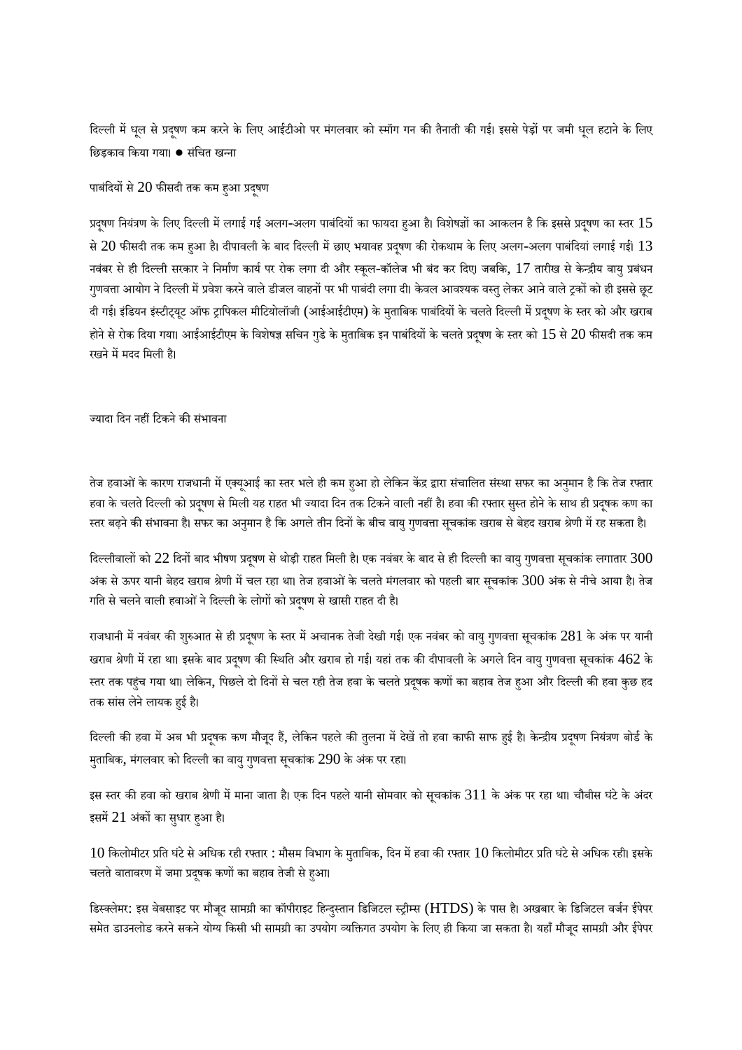दिल्ली में धूल से प्रदूषण कम करने के लिए आईटीओ पर मंगलवार को स्मॉग गन की तैनाती की गई। इससे पेड़ों पर जमी धूल हटाने के लिए छिड़काव किया गया। ● संचित खन्ना

## पाबंदियों से 20 फीसदी तक कम हुआ प्रदूषण

प्रदूषण नियंत्रण के लिए दिल्ली में लगाई गई अलग-अलग पाबंदियों का फायदा हुआ है। विशेषज्ञों का आकलन है कि इससे प्रदूषण का स्तर 15 से 20 फीसदी तक कम हुआ है। दीपावली के बाद दिल्ली में छाए भयावह प्रदूषण की रोकथाम के लिए अलग-अलग पाबंदियां लगाई गईं। 13 नवंबर से ही दिल्ली सरकार ने निर्माण कार्य पर रोक लगा दी और स्कूल-कॉलेज भी बंद कर दिए। जबकि, 17 तारीख से केन्द्रीय वायु प्रबंधन गुणवत्ता आयोग ने दिल्ली में प्रवेश करने वाले डीजल वाहनों पर भी पाबंदी लगा दी। केवल आवश्यक वस्तु लेकर आने वाले ट्रकों को ही इससे छूट दी गई। इंडियन इंस्टीट्यूट ऑफ ट्रापिकल मीटियोलॉजी (आईआईटीएम) के मुताबिक पाबंदियों के चलते दिल्ली में प्रदूषण के स्तर को और खराब होने से रोक दिया गया। आईआईटीएम के विशेषज्ञ सचिन गुडे के मुताबिक इन पाबंदियों के चलते प्रदूषण के स्तर को 15 से 20 फीसदी तक कम रखने में मदद मिली है।

## ज्यादा दिन नहीं टिकने की संभावना

तेज हवाओं के कारण राजधानी में एक्यूआई का स्तर भले ही कम हुआ हो लेकिन केंद्र द्वारा संचालित संस्था सफर का अनुमान है कि तेज रफ्तार हवा के चलते दिल्ली को प्रदूषण से मिली यह राहत भी ज्यादा दिन तक टिकने वाली नहीं है। हवा की रफ्तार सुस्त होने के साथ ही प्रदूषक कण का स्तर बढ़ने की संभावना है। सफर का अनुमान है कि अगले तीन दिनों के बीच वायु गुणवत्ता सूचकांक खराब से बेहद खराब श्रेणी में रह सकता है।

दिल्लीवालों को 22 दिनों बाद भीषण प्रदूषण से थोड़ी राहत मिली है। एक नवंबर के बाद से ही दिल्ली का वायु गुणवत्ता सूचकांक लगातार 300 अंक से ऊपर यानी बेहद खराब श्रेणी में चल रहा था। तेज हवाओं के चलते मंगलवार को पहली बार सूचकांक 300 अंक से नीचे आया है। तेज गति से चलने वाली हवाओं ने दिल्ली के लोगों को प्रदूषण से खासी राहत दी है।

राजधानी में नवंबर की शुरुआत से ही प्रदूषण के स्तर में अचानक तेजी देखी गई। एक नवंबर को वायु गुणवत्ता सूचकांक 281 के अंक पर यानी खराब श्रेणी में रहा था। इसके बाद प्रदूषण की स्थिति और खराब हो गई। यहां तक की दीपावली के अगले दिन वायु गुणवत्ता सूचकांक 462 के स्तर तक पहुंच गया था। लेकिन, पिछले दो दिनों से चल रही तेज हवा के चलते प्रदूषक कणों का बहाव तेज हुआ और दिल्ली की हवा कुछ हद तक सांस लेने लायक हुई है।

दिल्ली की हवा में अब भी प्रदूषक कण मौजूद हैं, लेकिन पहले की तुलना में देखें तो हवा काफी साफ हुई है। केन्द्रीय प्रदूषण नियंत्रण बोर्ड के मुताबिक, मंगलवार को दिल्ली का वायु गुणवत्ता सूचकांक 290 के अंक पर रहा।

इस स्तर की हवा को खराब श्रेणी में माना जाता है। एक दिन पहले यानी सोमवार को सूचकांक 311 के अंक पर रहा था। चौबीस घंटे के अंदर इसमें 21 अंकों का सुधार हुआ है।

10 किलोमीटर प्रति घंटे से अधिक रही रफ्तार : मौसम विभाग के मुताबिक, दिन में हवा की रफ्तार 10 किलोमीटर प्रति घंटे से अधिक रही। इसके चलते वातावरण में जमा प्रदूषक कणों का बहाव तेजी से हुआ।

डिस्क्लेमर: इस वेबसाइट पर मौजूद सामग्री का कॉपीराइट हिन्दुस्तान डिजिटल स्ट्रीम्स (HTDS) के पास है। अखबार के डिजिटल वर्जन ईपेपर समेत डाउनलोड करने सकने योग्य किसी भी सामग्री का उपयोग व्यक्तिगत उपयोग के लिए ही किया जा सकता है। यहाँ मौजूद सामग्री और ईपेपर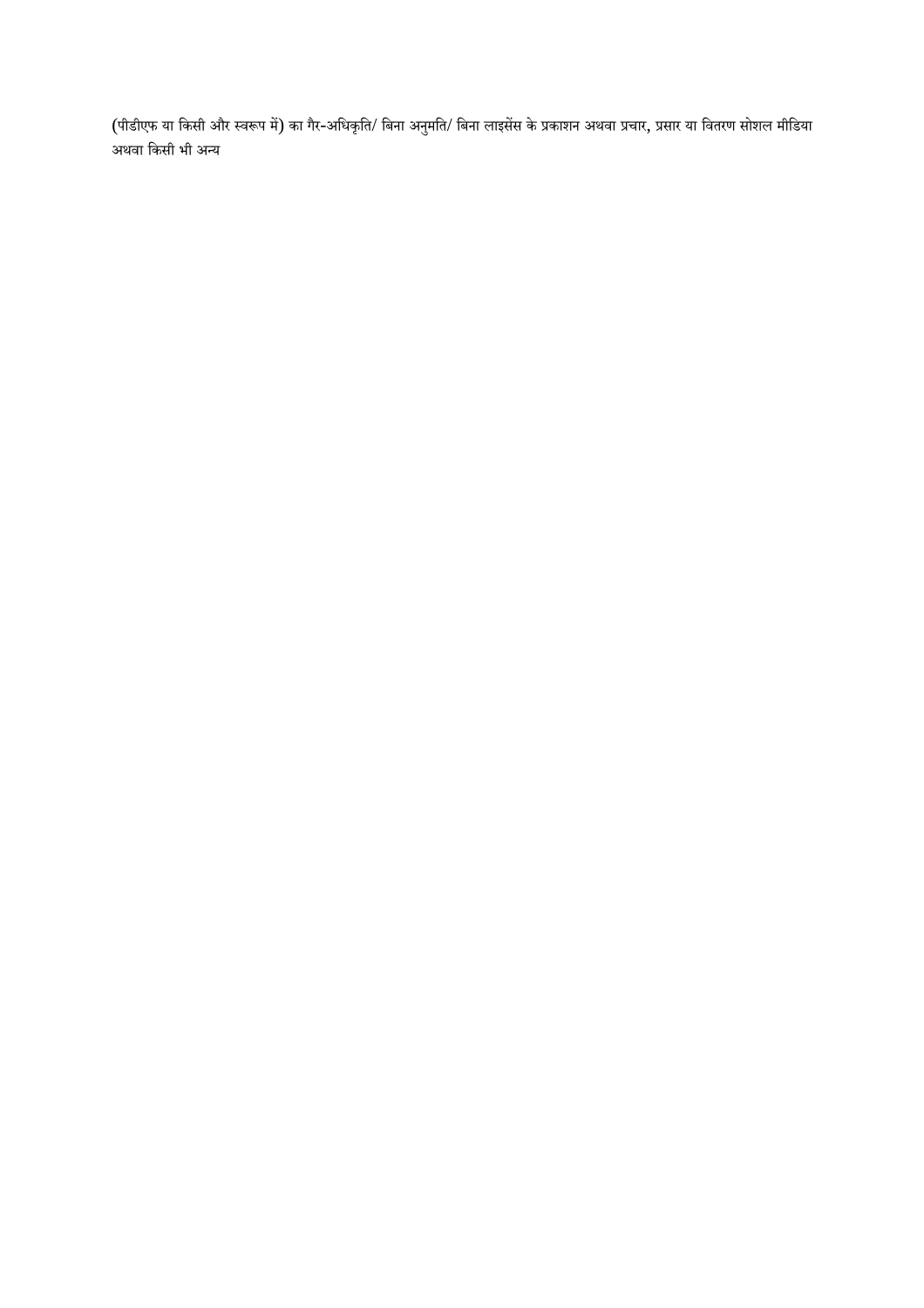(पीडीएफ या किसी और स्वरूप में) का गैर-अधिकृति/ बिना अनुमति/ बिना लाइसेंस के प्रकाशन अथवा प्रचार, प्रसार या वितरण सोशल मीडिया अथवा किसी भी अन्य